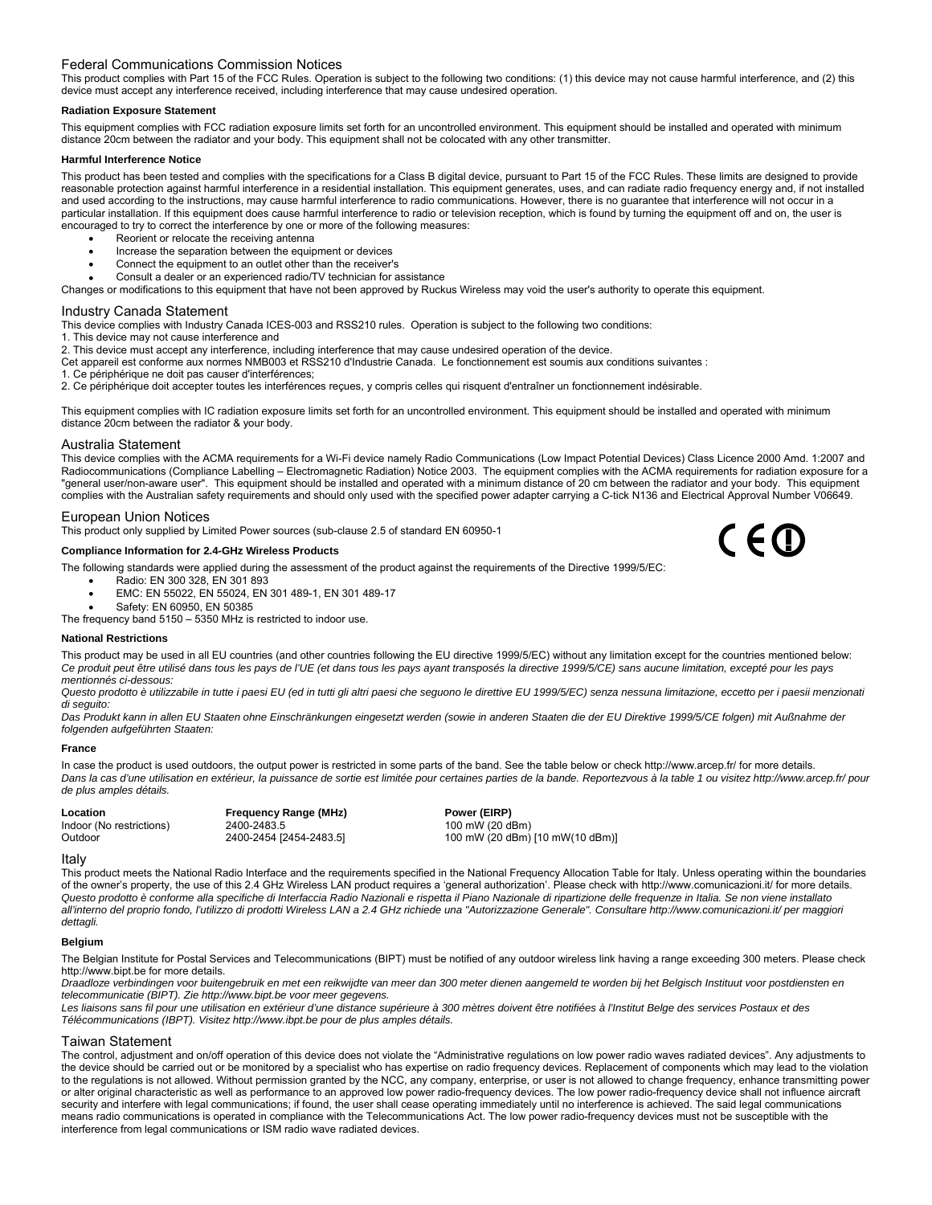## Federal Communications Commission Notices

This product complies with Part 15 of the FCC Rules. Operation is subject to the following two conditions: (1) this device may not cause harmful interference, and (2) this device must accept any interference received, including interference that may cause undesired operation.

### Radiation Exposure Statement

This equipment complies with FCC radiation exposure limits set forth for an uncontrolled environment. This equipment should be installed and operated with minimum distance 20cm between the radiator and your body. This equipment shall not be colocated with any other transmitter.

### Harmful Interference Notice

This product has been tested and complies with the specifications for a Class B digital device, pursuant to Part 15 of the FCC Rules. These limits are designed to provide reasonable protection against harmful interference in a residential installation. This equipment generates, uses, and can radiate radio frequency energy and, if not installed and used according to the instructions, may cause harmful interference to radio communications. However, there is no guarantee that interference will not occur in a particular installation. If this equipment does cause harmful interference to radio or television reception, which is found by turning the equipment off and on, the user is encouraged to try to correct the interference by one or more of the following measures:

- Reorient or relocate the receiving antenna
- Increase the separation between the equipment or devices
- Connect the equipment to an outlet other than the receiver's
- Consult a dealer or an experienced radio/TV technician for assistance

Changes or modifications to this equipment that have not been approved by Ruckus Wireless may void the user's authority to operate this equipment.

## Industry Canada Statement

This device complies with Industry Canada ICES-003 and RSS210 rules. Operation is subject to the following two conditions:
1. This device may not cause interference and
2. This device must accept any interference, including interference that may cause undesired operation of the device.
Cet appareil est conforme aux normes NMB003 et RSS210 d'Industrie Canada. Le fonctionnement est soumis aux conditions suivantes :
1. Ce périphérique ne doit pas causer d'interférences;
2. Ce périphérique doit accepter toutes les interférences reçues, y compris celles qui risquent d'entraîner un fonctionnement indésirable.

This equipment complies with IC radiation exposure limits set forth for an uncontrolled environment. This equipment should be installed and operated with minimum distance 20cm between the radiator & your body.

## Australia Statement

This device complies with the ACMA requirements for a Wi-Fi device namely Radio Communications (Low Impact Potential Devices) Class Licence 2000 Amd. 1:2007 and Radiocommunications (Compliance Labelling – Electromagnetic Radiation) Notice 2003. The equipment complies with the ACMA requirements for radiation exposure for a "general user/non-aware user". This equipment should be installed and operated with a minimum distance of 20 cm between the radiator and your body. This equipment complies with the Australian safety requirements and should only used with the specified power adapter carrying a C-tick N136 and Electrical Approval Number V06649.

## European Union Notices

This product only supplied by Limited Power sources (sub-clause 2.5 of standard EN 60950-1

### Compliance Information for 2.4-GHz Wireless Products

The following standards were applied during the assessment of the product against the requirements of the Directive 1999/5/EC:

- Radio: EN 300 328, EN 301 893
- EMC: EN 55022, EN 55024, EN 301 489-1, EN 301 489-17
- Safety: EN 60950, EN 50385

The frequency band 5150 – 5350 MHz is restricted to indoor use.

### National Restrictions

This product may be used in all EU countries (and other countries following the EU directive 1999/5/EC) without any limitation except for the countries mentioned below:
*Ce produit peut être utilisé dans tous les pays de l'UE (et dans tous les pays ayant transposés la directive 1999/5/CE) sans aucune limitation, excepté pour les pays mentionnés ci-dessous:*
*Questo prodotto è utilizzabile in tutte i paesi EU (ed in tutti gli altri paesi che seguono le direttive EU 1999/5/EC) senza nessuna limitazione, eccetto per i paesii menzionati di seguito:*
*Das Produkt kann in allen EU Staaten ohne Einschränkungen eingesetzt werden (sowie in anderen Staaten die der EU Direktive 1999/5/CE folgen) mit Außnahme der folgenden aufgeführten Staaten:*

### France

In case the product is used outdoors, the output power is restricted in some parts of the band. See the table below or check http://www.arcep.fr/ for more details.
*Dans la cas d'une utilisation en extérieur, la puissance de sortie est limitée pour certaines parties de la bande. Reportezvous à la table 1 ou visitez http://www.arcep.fr/ pour de plus amples détails.*

| Location | Frequency Range (MHz) | Power (EIRP) |
|---|---|---|
| Indoor (No restrictions) | 2400-2483.5 | 100 mW (20 dBm) |
| Outdoor | 2400-2454 [2454-2483.5] | 100 mW (20 dBm) [10 mW(10 dBm)] |

## Italy

This product meets the National Radio Interface and the requirements specified in the National Frequency Allocation Table for Italy. Unless operating within the boundaries of the owner's property, the use of this 2.4 GHz Wireless LAN product requires a 'general authorization'. Please check with http://www.comunicazioni.it/ for more details.
*Questo prodotto è conforme alla specifiche di Interfaccia Radio Nazionali e rispetta il Piano Nazionale di ripartizione delle frequenze in Italia. Se non viene installato all'interno del proprio fondo, l'utilizzo di prodotti Wireless LAN a 2.4 GHz richiede una "Autorizzazione Generale". Consultare http://www.comunicazioni.it/ per maggiori dettagli.*

### Belgium

The Belgian Institute for Postal Services and Telecommunications (BIPT) must be notified of any outdoor wireless link having a range exceeding 300 meters. Please check http://www.bipt.be for more details.
*Draadloze verbindingen voor buitengebruik en met een reikwijdte van meer dan 300 meter dienen aangemeld te worden bij het Belgisch Instituut voor postdiensten en telecommunicatie (BIPT). Zie http://www.bipt.be voor meer gegevens.*
*Les liaisons sans fil pour une utilisation en extérieur d'une distance supérieure à 300 mètres doivent être notifiées à l'Institut Belge des services Postaux et des Télécommunications (IBPT). Visitez http://www.ibpt.be pour de plus amples détails.*

## Taiwan Statement

The control, adjustment and on/off operation of this device does not violate the "Administrative regulations on low power radio waves radiated devices". Any adjustments to the device should be carried out or be monitored by a specialist who has expertise on radio frequency devices. Replacement of components which may lead to the violation to the regulations is not allowed. Without permission granted by the NCC, any company, enterprise, or user is not allowed to change frequency, enhance transmitting power or alter original characteristic as well as performance to an approved low power radio-frequency devices. The low power radio-frequency device shall not influence aircraft security and interfere with legal communications; if found, the user shall cease operating immediately until no interference is achieved. The said legal communications means radio communications is operated in compliance with the Telecommunications Act. The low power radio-frequency devices must not be susceptible with the interference from legal communications or ISM radio wave radiated devices.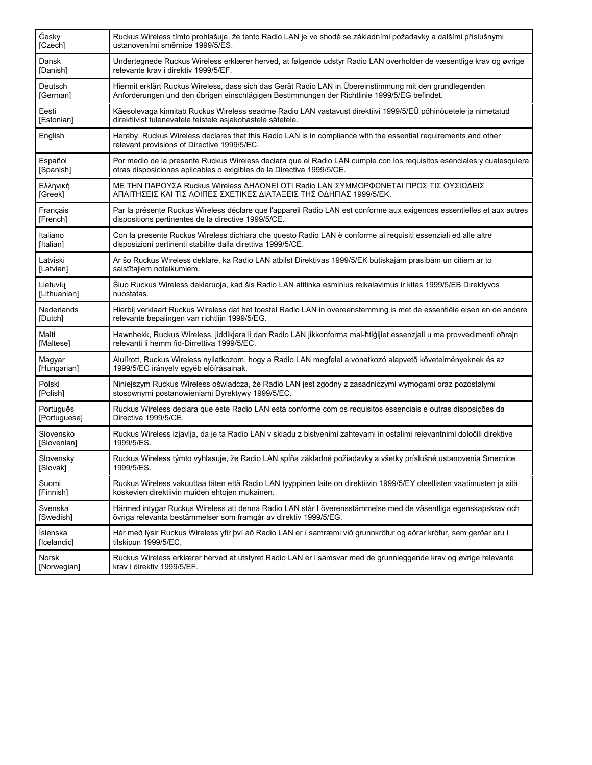| | |
|---|---|
| Česky [Czech] | Ruckus Wireless tímto prohlašuje, že tento Radio LAN je ve shodě se základními požadavky a dalšími příslušnými ustanoveními směrnice 1999/5/ES. |
| Dansk [Danish] | Undertegnede Ruckus Wireless erklærer herved, at følgende udstyr Radio LAN overholder de væsentlige krav og øvrige relevante krav i direktiv 1999/5/EF. |
| Deutsch [German] | Hiermit erklärt Ruckus Wireless, dass sich das Gerät Radio LAN in Übereinstimmung mit den grundlegenden Anforderungen und den übrigen einschlägigen Bestimmungen der Richtlinie 1999/5/EG befindet. |
| Eesti [Estonian] | Käesolevaga kinnitab Ruckus Wireless seadme Radio LAN vastavust direktiivi 1999/5/EÜ põhinõuetele ja nimetatud direktiivist tulenevatele teistele asjakohastele sätetele. |
| English | Hereby, Ruckus Wireless declares that this Radio LAN is in compliance with the essential requirements and other relevant provisions of Directive 1999/5/EC. |
| Español [Spanish] | Por medio de la presente Ruckus Wireless declara que el Radio LAN cumple con los requisitos esenciales y cualesquiera otras disposiciones aplicables o exigibles de la Directiva 1999/5/CE. |
| Ελληνική [Greek] | ΜΕ ΤΗΝ ΠΑΡΟΥΣΑ Ruckus Wireless ΔΗΛΩΝΕΙ ΟΤΙ Radio LAN ΣΥΜΜΟΡΦΩΝΕΤΑΙ ΠΡΟΣ ΤΙΣ ΟΥΣΙΩΔΕΙΣ ΑΠΑΙΤΗΣΕΙΣ ΚΑΙ ΤΙΣ ΛΟΙΠΕΣ ΣΧΕΤΙΚΕΣ ΔΙΑΤΑΞΕΙΣ ΤΗΣ ΟΔΗΓΙΑΣ 1999/5/ΕΚ. |
| Français [French] | Par la présente Ruckus Wireless déclare que l'appareil Radio LAN est conforme aux exigences essentielles et aux autres dispositions pertinentes de la directive 1999/5/CE. |
| Italiano [Italian] | Con la presente Ruckus Wireless dichiara che questo Radio LAN è conforme ai requisiti essenziali ed alle altre disposizioni pertinenti stabilite dalla direttiva 1999/5/CE. |
| Latviski [Latvian] | Ar šo Ruckus Wireless deklarē, ka Radio LAN atbilst Direktīvas 1999/5/EK būtiskajām prasībām un citiem ar to saistītajiem noteikumiem. |
| Lietuvių [Lithuanian] | Šiuo Ruckus Wireless deklaruoja, kad šis Radio LAN atitinka esminius reikalavimus ir kitas 1999/5/EB Direktyvos nuostatas. |
| Nederlands [Dutch] | Hierbij verklaart Ruckus Wireless dat het toestel Radio LAN in overeenstemming is met de essentiële eisen en de andere relevante bepalingen van richtlijn 1999/5/EG. |
| Malti [Maltese] | Hawnhekk, Ruckus Wireless, jiddikjara li dan Radio LAN jikkonforma mal-ħtiġijiet essenzjali u ma provvedimenti oħrajn relevanti li hemm fid-Dirrettiva 1999/5/EC. |
| Magyar [Hungarian] | Alulírott, Ruckus Wireless nyilatkozom, hogy a Radio LAN megfelel a vonatkozó alapvetõ követelményeknek és az 1999/5/EC irányelv egyéb elõírásainak. |
| Polski [Polish] | Niniejszym Ruckus Wireless oświadcza, że Radio LAN jest zgodny z zasadniczymi wymogami oraz pozostałymi stosownymi postanowieniami Dyrektywy 1999/5/EC. |
| Português [Portuguese] | Ruckus Wireless declara que este Radio LAN está conforme com os requisitos essenciais e outras disposições da Directiva 1999/5/CE. |
| Slovensko [Slovenian] | Ruckus Wireless izjavlja, da je ta Radio LAN v skladu z bistvenimi zahtevami in ostalimi relevantnimi določili direktive 1999/5/ES. |
| Slovensky [Slovak] | Ruckus Wireless týmto vyhlasuje, že Radio LAN spĺňa základné požiadavky a všetky príslušné ustanovenia Smernice 1999/5/ES. |
| Suomi [Finnish] | Ruckus Wireless vakuuttaa täten että Radio LAN tyyppinen laite on direktiivin 1999/5/EY oleellisten vaatimusten ja sitä koskevien direktiivin muiden ehtojen mukainen. |
| Svenska [Swedish] | Härmed intygar Ruckus Wireless att denna Radio LAN står I överensstämmelse med de väsentliga egenskapskrav och övriga relevanta bestämmelser som framgår av direktiv 1999/5/EG. |
| Íslenska [Icelandic] | Hér með lýsir Ruckus Wireless yfir því að Radio LAN er í samræmi við grunnkröfur og aðrar kröfur, sem gerðar eru í tilskipun 1999/5/EC. |
| Norsk [Norwegian] | Ruckus Wireless erklærer herved at utstyret Radio LAN er i samsvar med de grunnleggende krav og øvrige relevante krav i direktiv 1999/5/EF. |